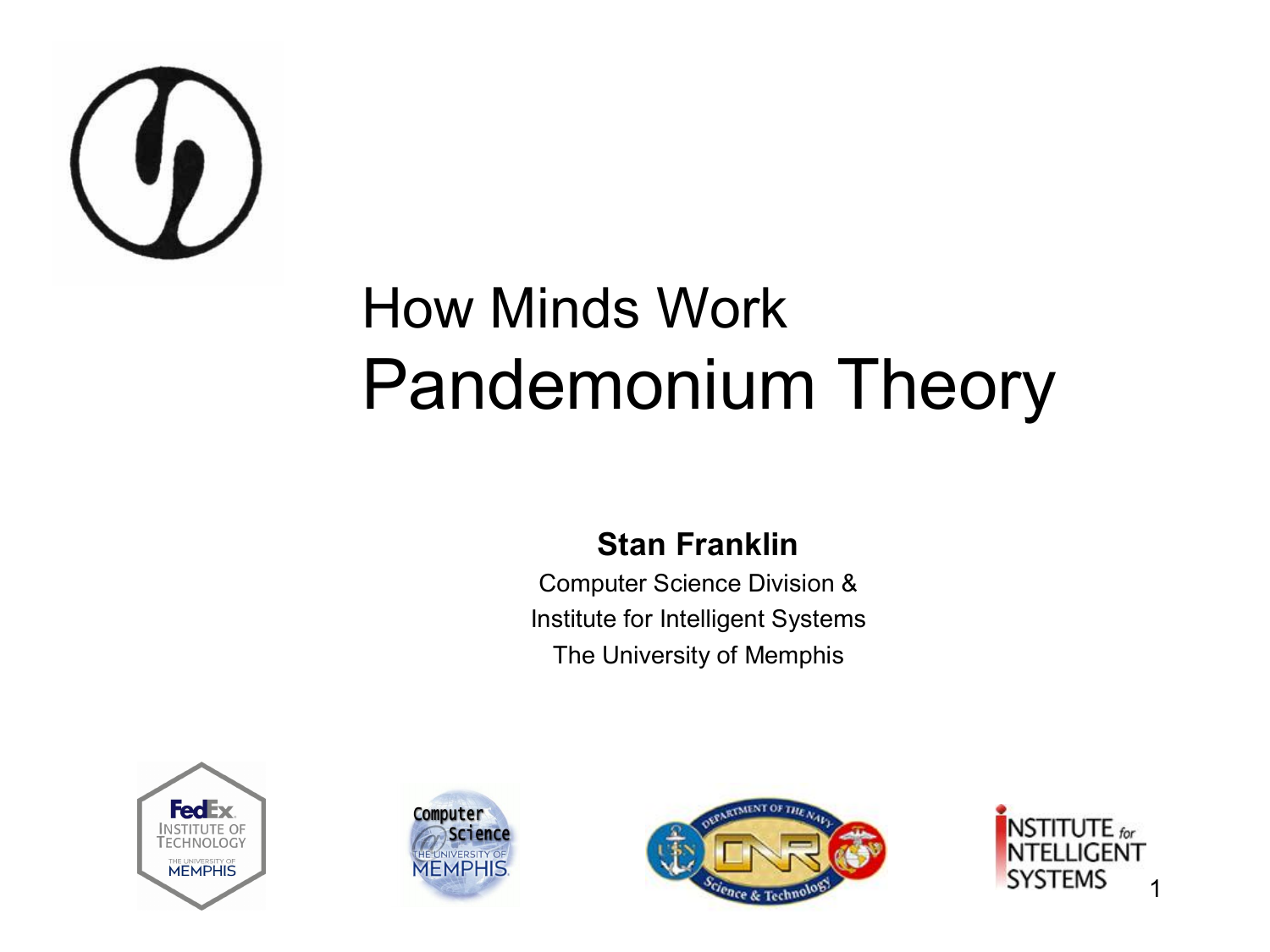# How Minds Work
# Pandemonium Theory

**Stan Franklin**

Computer Science Division &

Institute for Intelligent Systems

The University of Memphis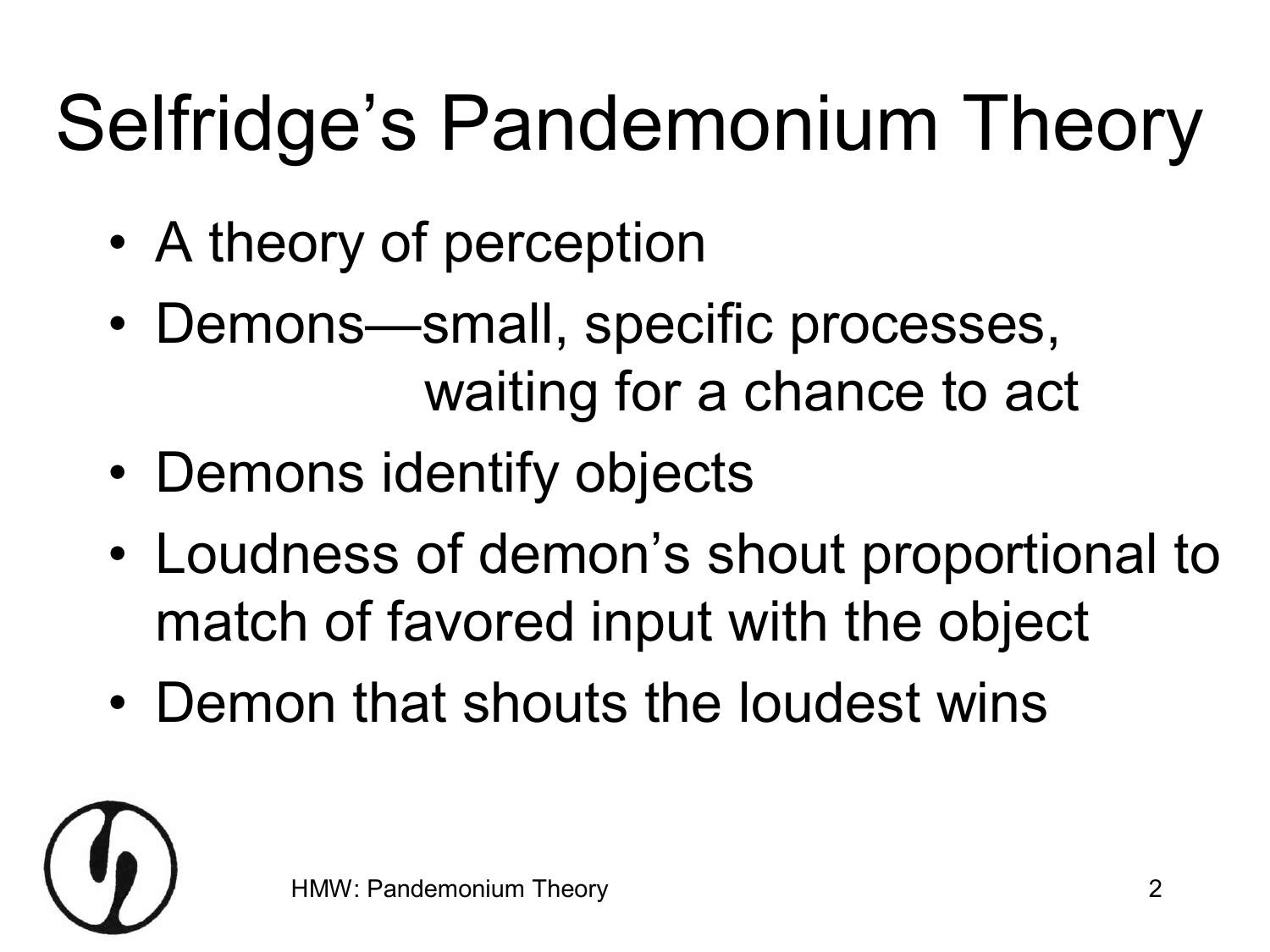# Selfridge's Pandemonium Theory

- A theory of perception
- Demons—small, specific processes, waiting for a chance to act
- Demons identify objects
- Loudness of demon's shout proportional to match of favored input with the object
- Demon that shouts the loudest wins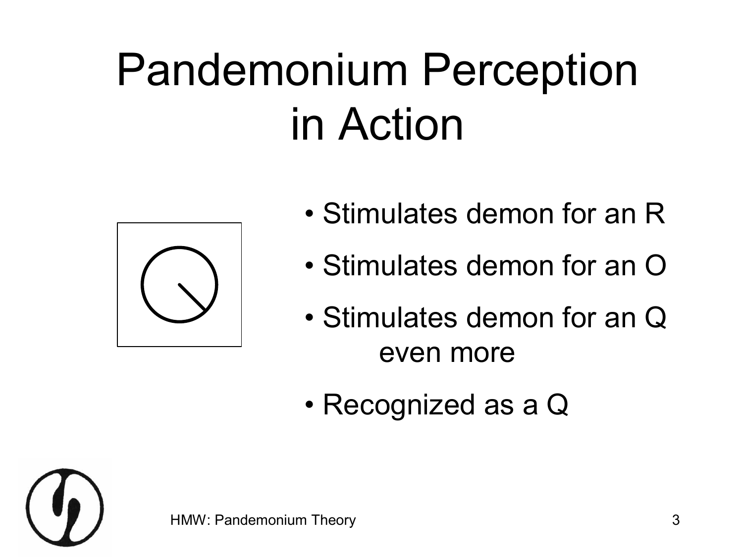# Pandemonium Perception in Action

- Stimulates demon for an R
- Stimulates demon for an O
- Stimulates demon for an Q even more
- Recognized as a Q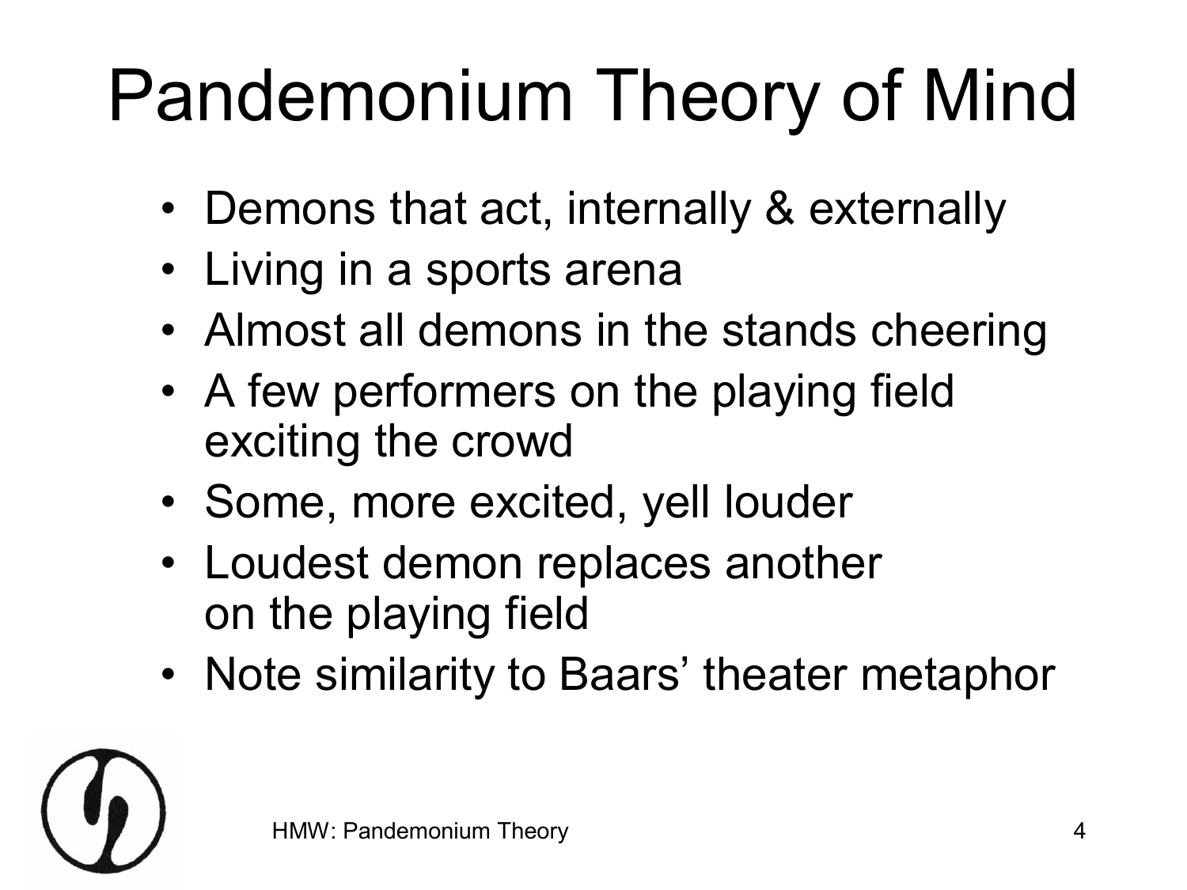# Pandemonium Theory of Mind

- Demons that act, internally & externally
- Living in a sports arena
- Almost all demons in the stands cheering
- A few performers on the playing field exciting the crowd
- Some, more excited, yell louder
- Loudest demon replaces another on the playing field
- Note similarity to Baars' theater metaphor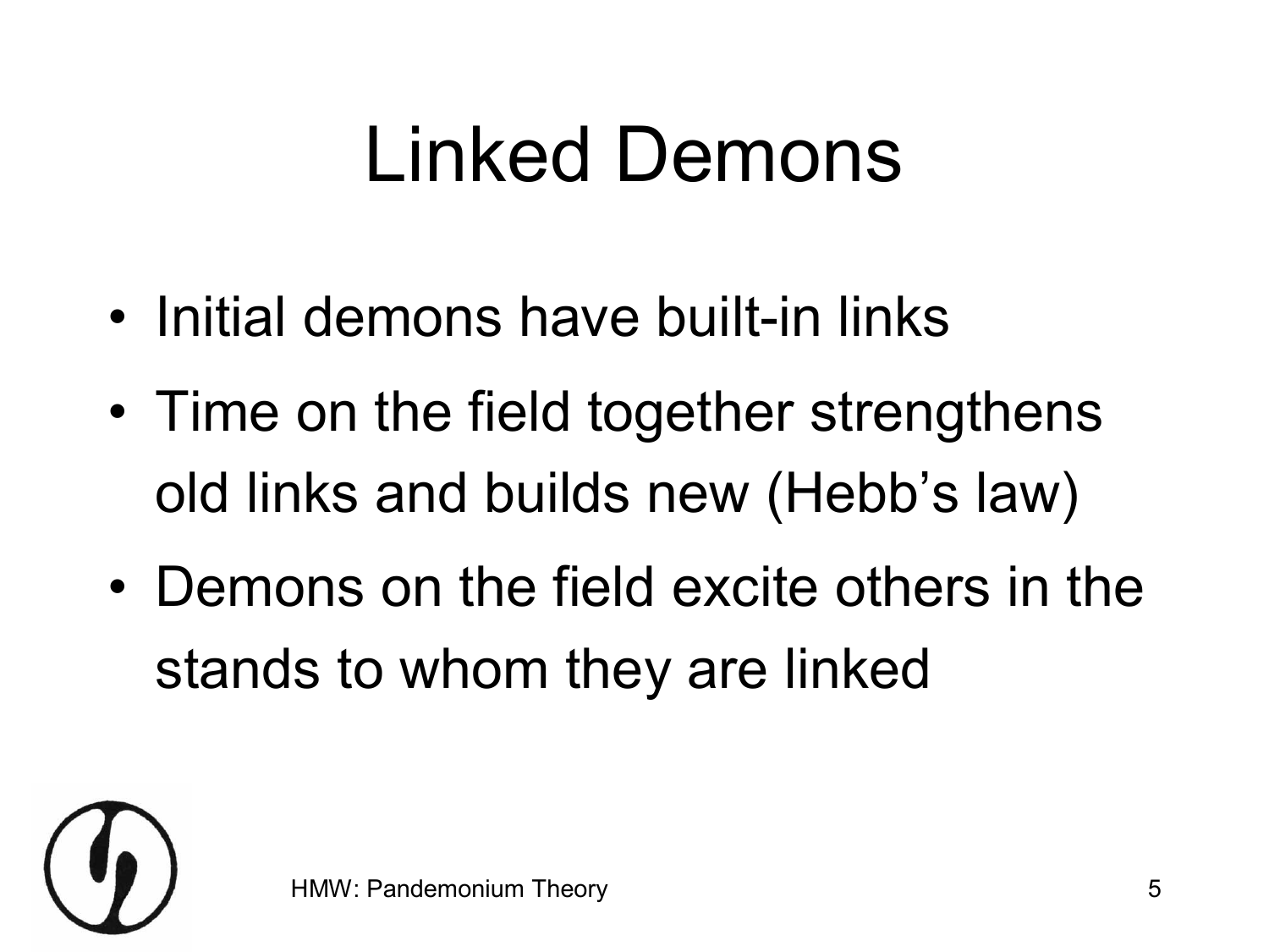# Linked Demons

- Initial demons have built-in links
- Time on the field together strengthens old links and builds new (Hebb's law)
- Demons on the field excite others in the stands to whom they are linked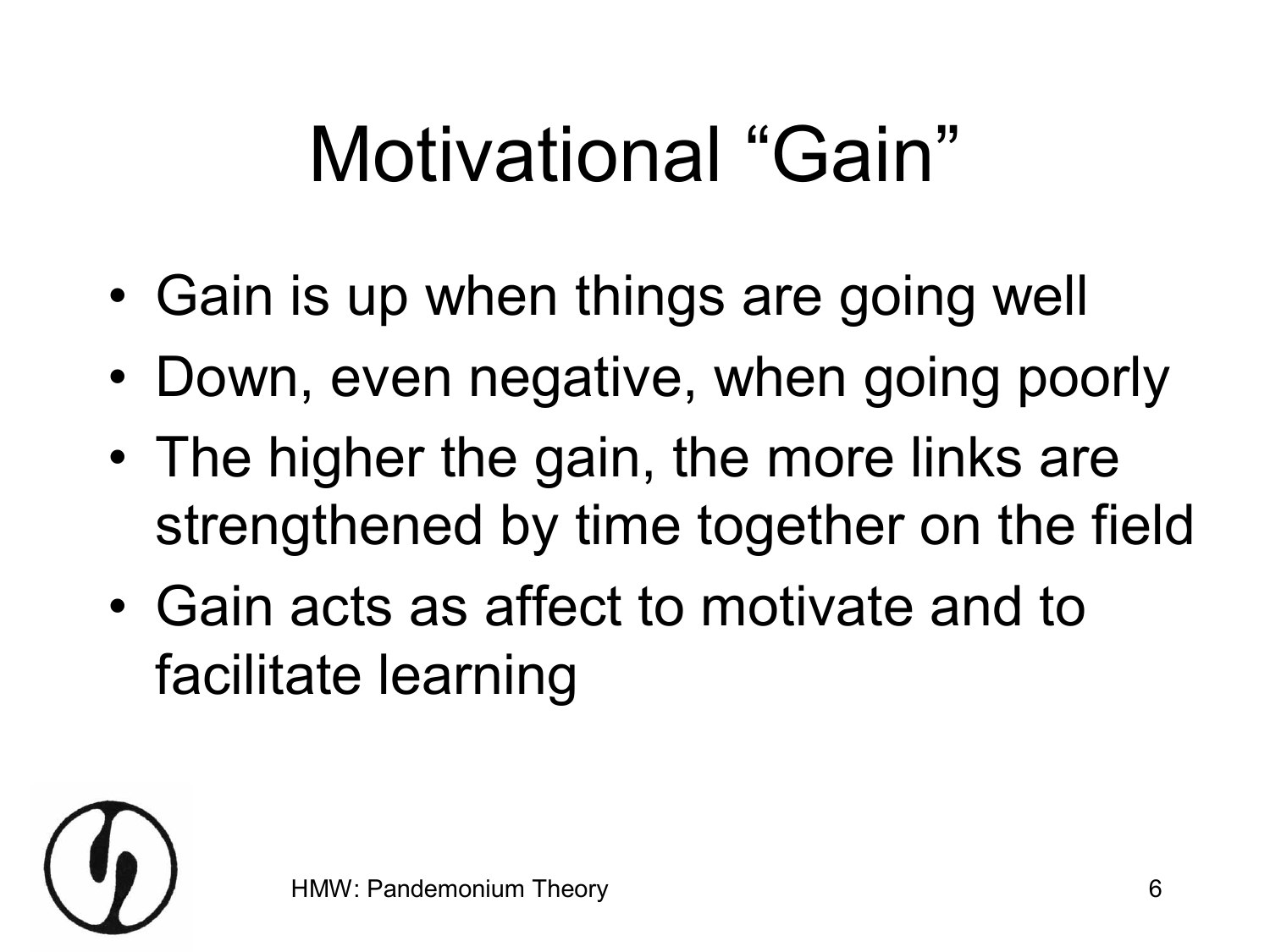# Motivational "Gain"

- Gain is up when things are going well
- Down, even negative, when going poorly
- The higher the gain, the more links are strengthened by time together on the field
- Gain acts as affect to motivate and to facilitate learning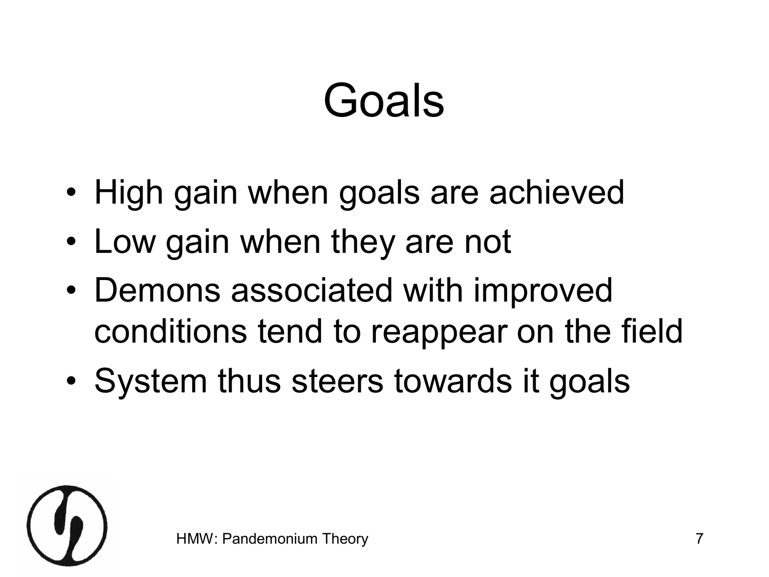# Goals

- High gain when goals are achieved
- Low gain when they are not
- Demons associated with improved conditions tend to reappear on the field
- System thus steers towards it goals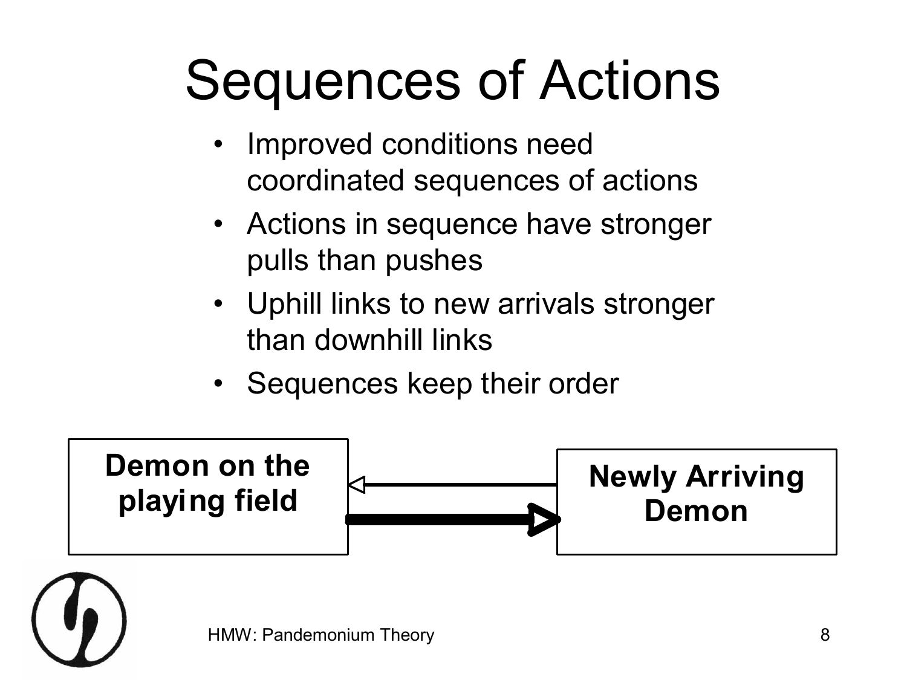# Sequences of Actions

- Improved conditions need coordinated sequences of actions
- Actions in sequence have stronger pulls than pushes
- Uphill links to new arrivals stronger than downhill links
- Sequences keep their order

**Demon on the playing field**

**Newly Arriving Demon**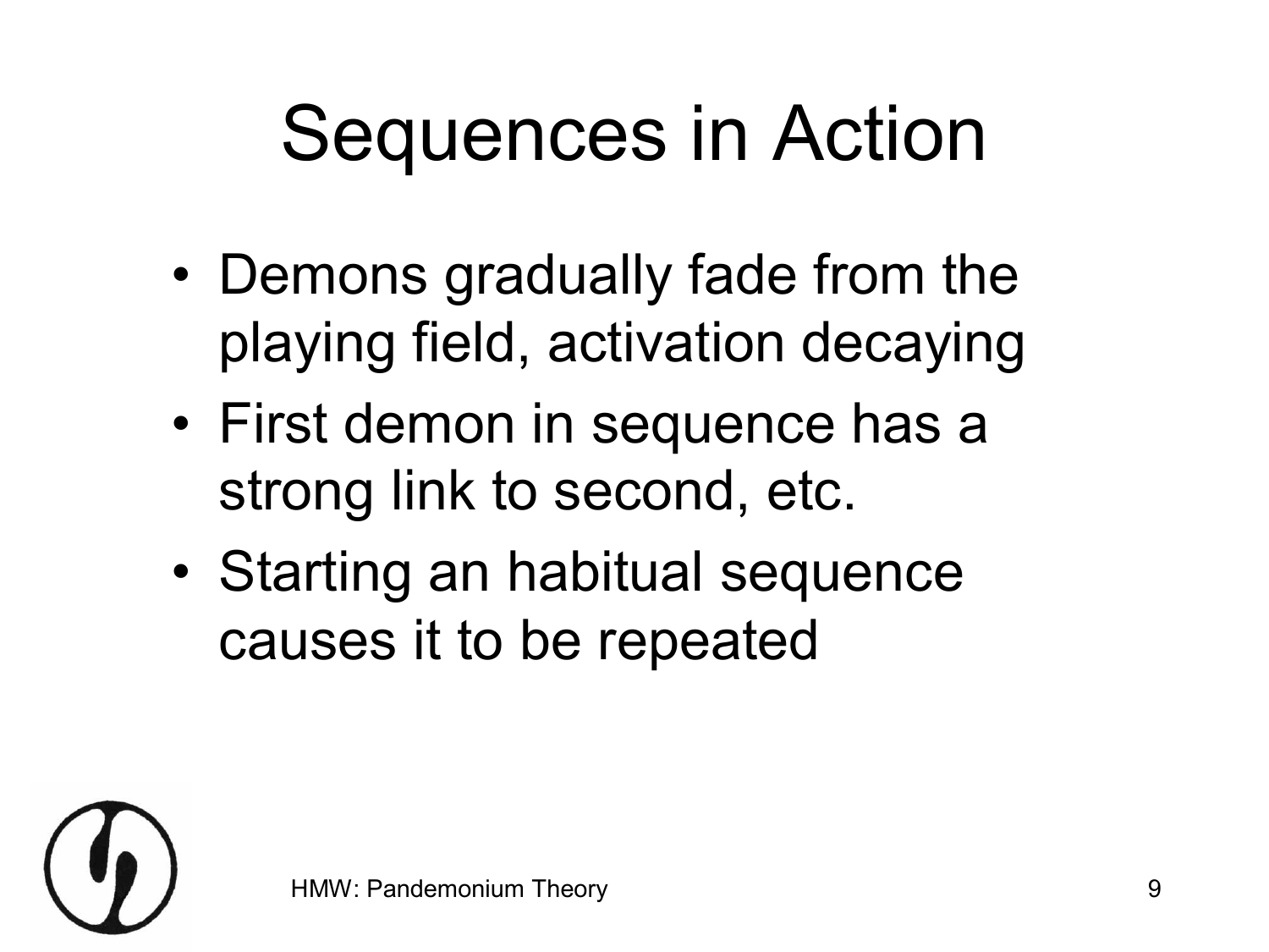# Sequences in Action

- Demons gradually fade from the playing field, activation decaying
- First demon in sequence has a strong link to second, etc.
- Starting an habitual sequence causes it to be repeated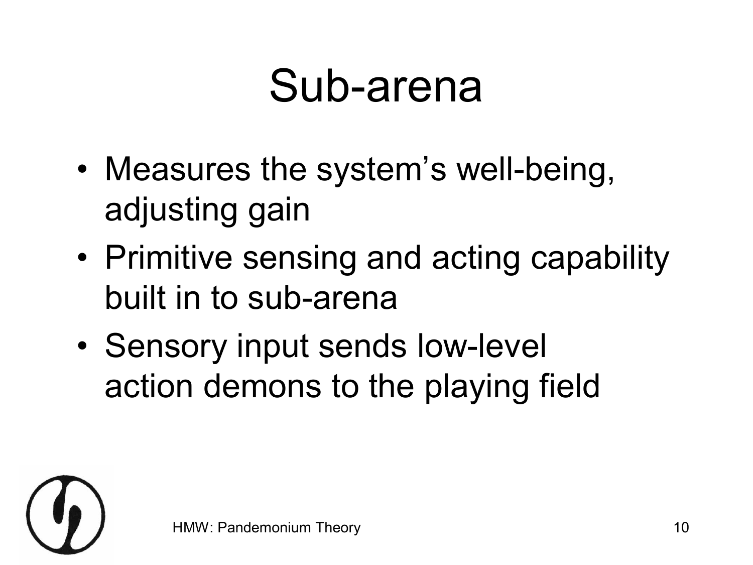# Sub-arena

- Measures the system's well-being, adjusting gain
- Primitive sensing and acting capability built in to sub-arena
- Sensory input sends low-level action demons to the playing field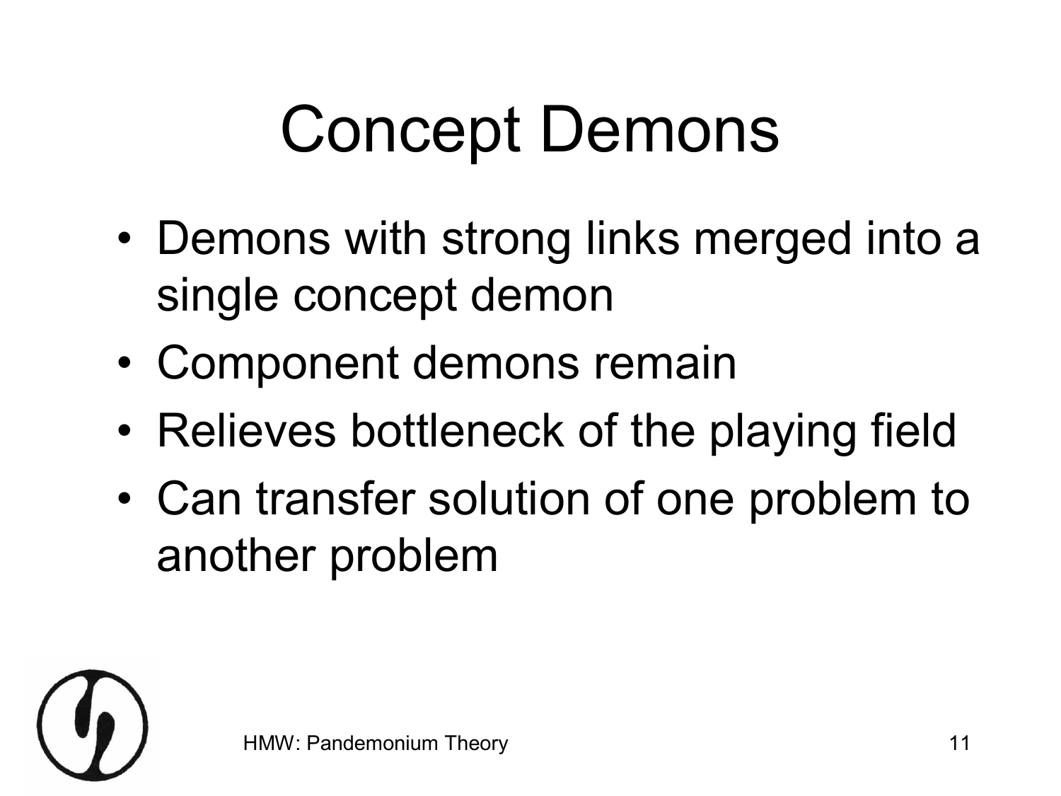# Concept Demons

- Demons with strong links merged into a single concept demon
- Component demons remain
- Relieves bottleneck of the playing field
- Can transfer solution of one problem to another problem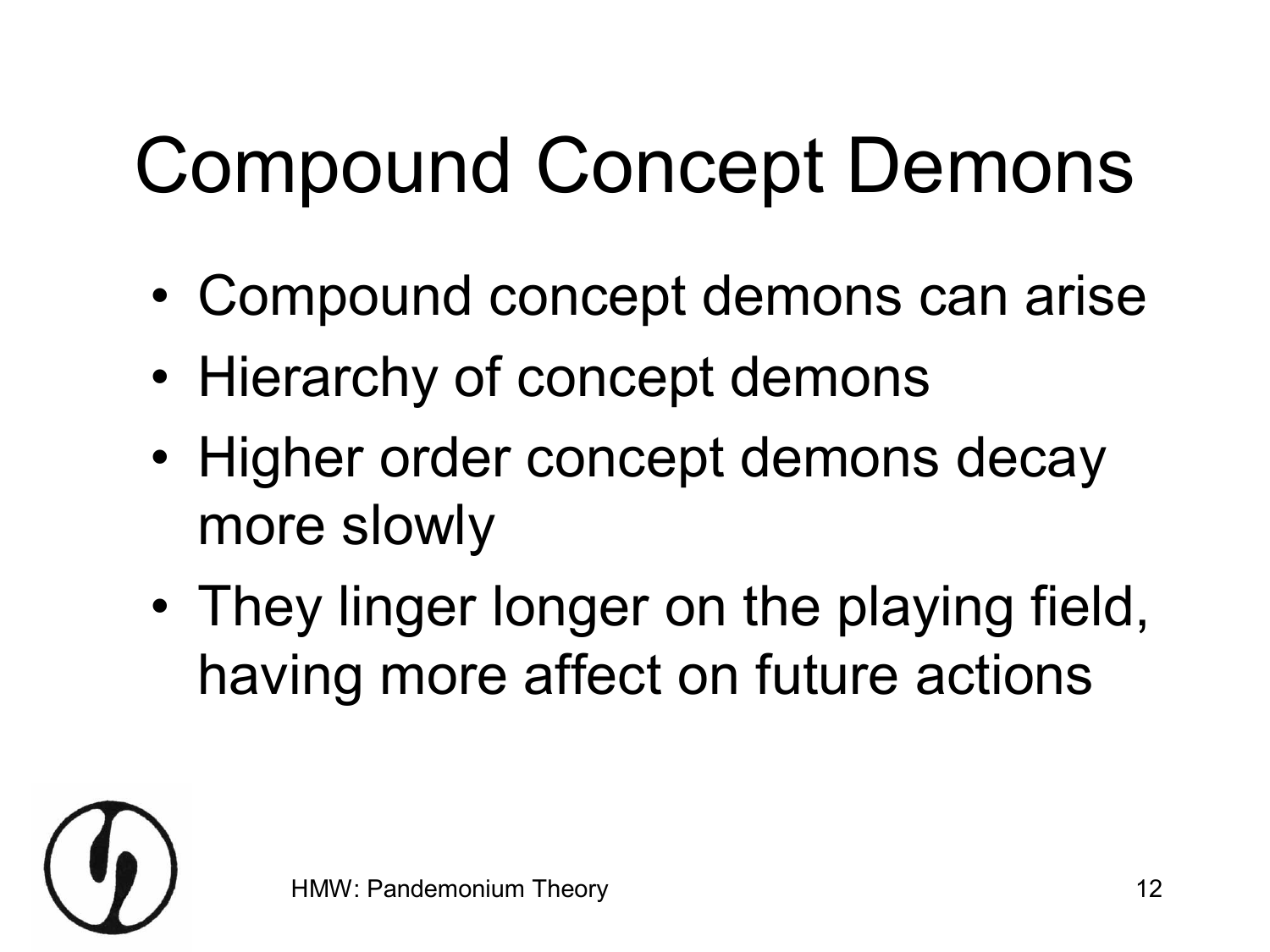# Compound Concept Demons

- Compound concept demons can arise
- Hierarchy of concept demons
- Higher order concept demons decay more slowly
- They linger longer on the playing field, having more affect on future actions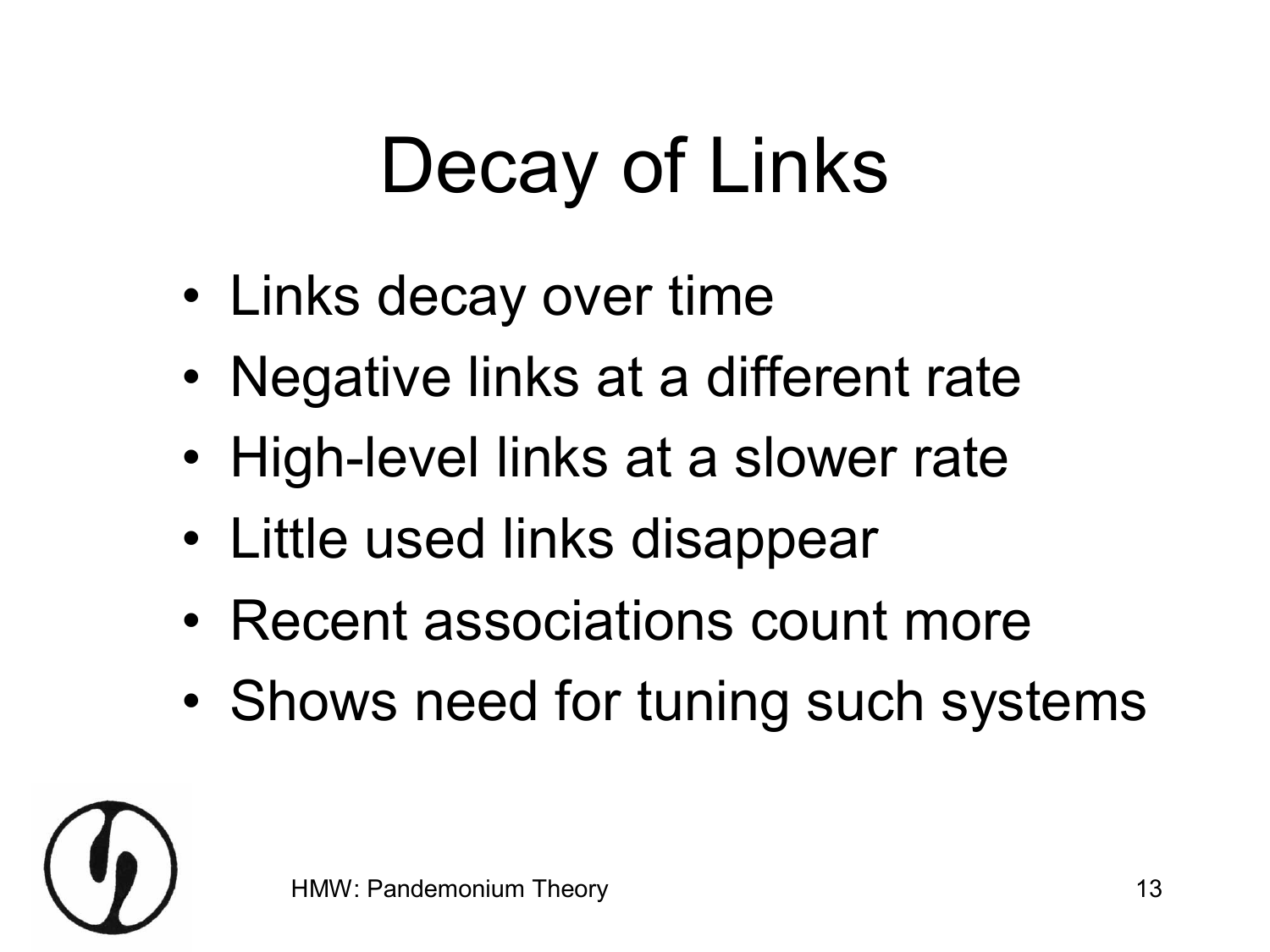# Decay of Links

- Links decay over time
- Negative links at a different rate
- High-level links at a slower rate
- Little used links disappear
- Recent associations count more
- Shows need for tuning such systems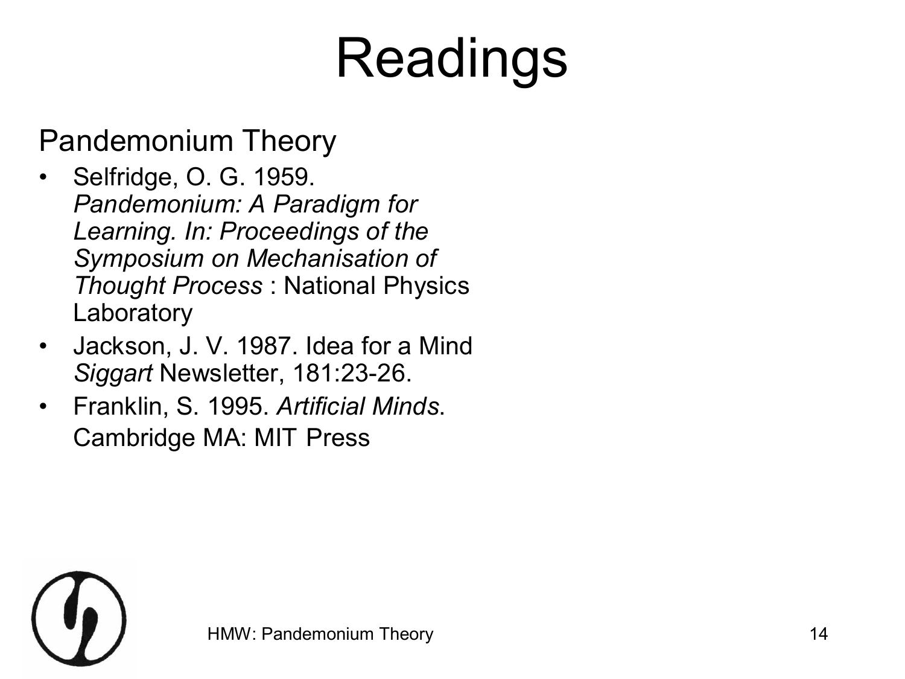# Readings

## Pandemonium Theory

- Selfridge, O. G. 1959. *Pandemonium: A Paradigm for Learning. In: Proceedings of the Symposium on Mechanisation of Thought Process* : National Physics Laboratory
- Jackson, J. V. 1987. Idea for a Mind *Siggart* Newsletter, 181:23-26.
- Franklin, S. 1995. *Artificial Minds*. Cambridge MA: MIT Press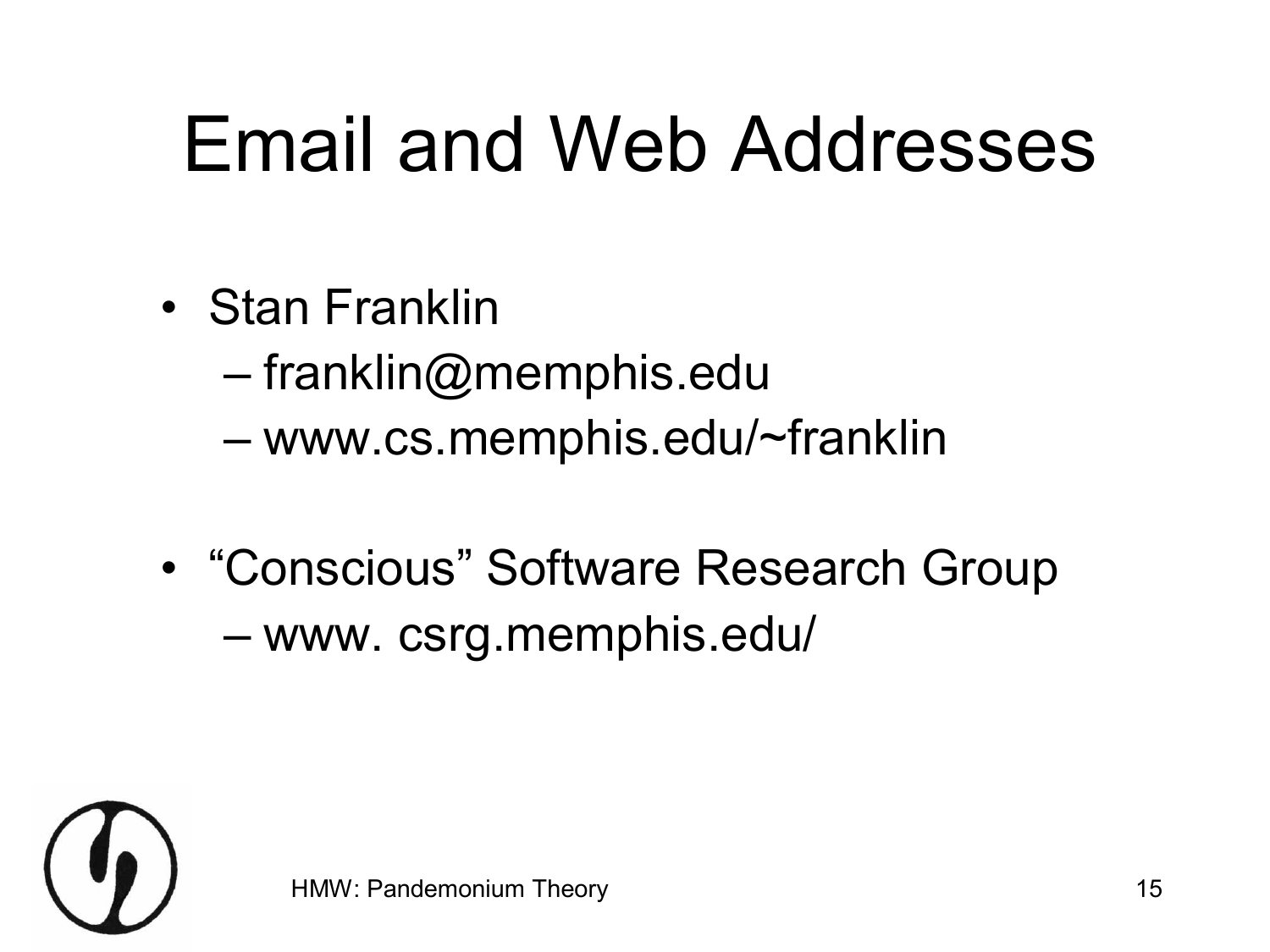# Email and Web Addresses

- Stan Franklin
  - franklin@memphis.edu
  - www.cs.memphis.edu/~franklin
- "Conscious" Software Research Group
  - www. csrg.memphis.edu/